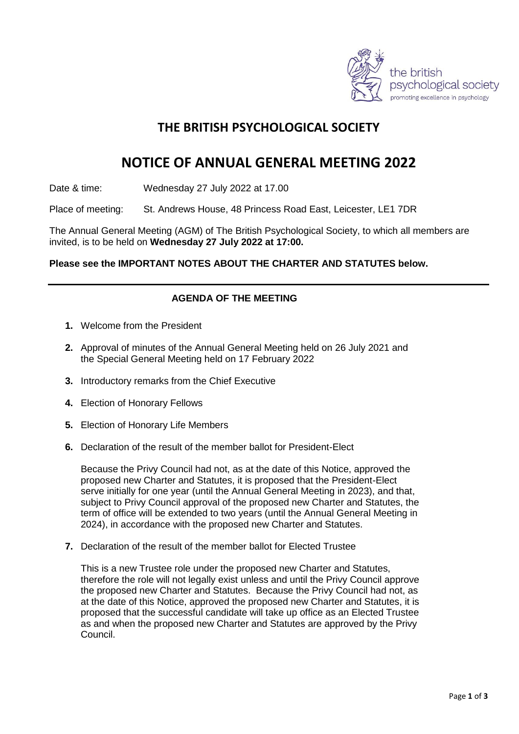# THE BRITISH PSYCHOLOGICAL SOCIETY

# NOTICE OF ANNUAL GENERAL MEETING 2022

Date & time: Wednesday 27 July 2022 at 17.00

Place of meeting: St. Andrews House, 48 Princess Road East, Leicester, LE1 7DR

The Annual General Meeting (AGM) of The British Psychological Society, to which all members are invited, is to be held on **Wednesday 27 July 2022 at 17:00.**

**Please see the IMPORTANT NOTES ABOUT THE CHARTER AND STATUTES below.**

---

### AGENDA OF THE MEETING

1. Welcome from the President

2. Approval of minutes of the Annual General Meeting held on 26 July 2021 and the Special General Meeting held on 17 February 2022

3. Introductory remarks from the Chief Executive

4. Election of Honorary Fellows

5. Election of Honorary Life Members

6. Declaration of the result of the member ballot for President-Elect

   Because the Privy Council had not, as at the date of this Notice, approved the proposed new Charter and Statutes, it is proposed that the President-Elect serve initially for one year (until the Annual General Meeting in 2023), and that, subject to Privy Council approval of the proposed new Charter and Statutes, the term of office will be extended to two years (until the Annual General Meeting in 2024), in accordance with the proposed new Charter and Statutes.

7. Declaration of the result of the member ballot for Elected Trustee

   This is a new Trustee role under the proposed new Charter and Statutes, therefore the role will not legally exist unless and until the Privy Council approve the proposed new Charter and Statutes. Because the Privy Council had not, as at the date of this Notice, approved the proposed new Charter and Statutes, it is proposed that the successful candidate will take up office as an Elected Trustee as and when the proposed new Charter and Statutes are approved by the Privy Council.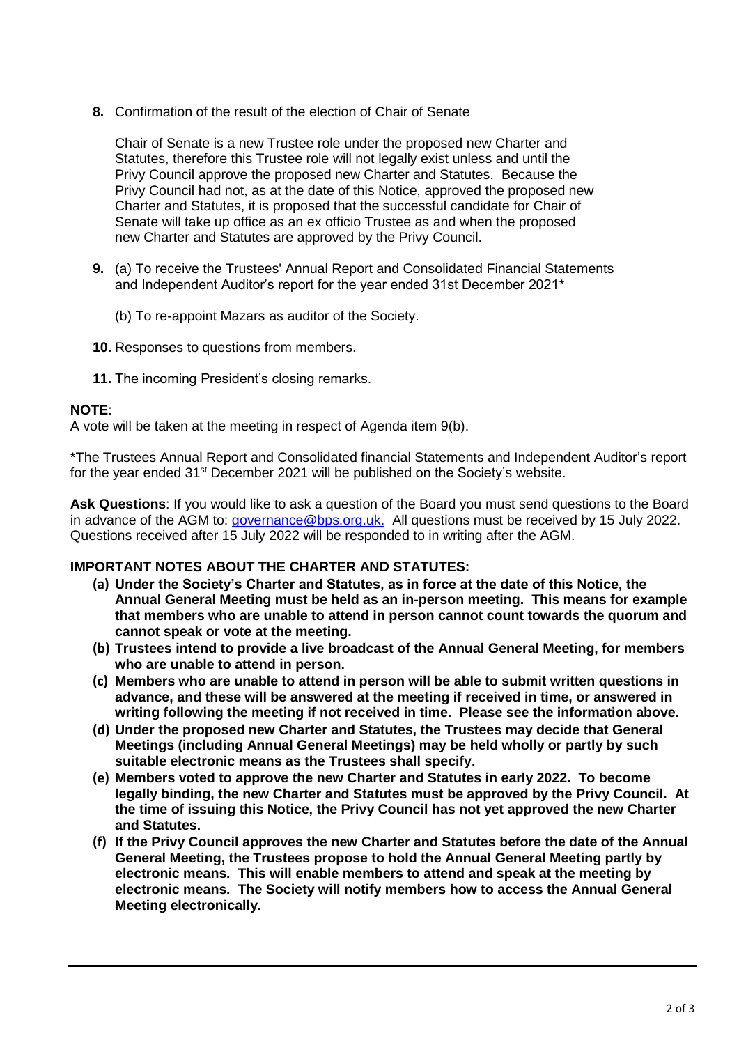**8.** Confirmation of the result of the election of Chair of Senate

Chair of Senate is a new Trustee role under the proposed new Charter and Statutes, therefore this Trustee role will not legally exist unless and until the Privy Council approve the proposed new Charter and Statutes. Because the Privy Council had not, as at the date of this Notice, approved the proposed new Charter and Statutes, it is proposed that the successful candidate for Chair of Senate will take up office as an ex officio Trustee as and when the proposed new Charter and Statutes are approved by the Privy Council.

**9.** (a) To receive the Trustees' Annual Report and Consolidated Financial Statements and Independent Auditor's report for the year ended 31st December 2021*

(b) To re-appoint Mazars as auditor of the Society.

**10.** Responses to questions from members.

**11.** The incoming President's closing remarks.

**NOTE**:
A vote will be taken at the meeting in respect of Agenda item 9(b).

*The Trustees Annual Report and Consolidated financial Statements and Independent Auditor's report for the year ended 31st December 2021 will be published on the Society's website.

**Ask Questions**: If you would like to ask a question of the Board you must send questions to the Board in advance of the AGM to: governance@bps.org.uk. All questions must be received by 15 July 2022. Questions received after 15 July 2022 will be responded to in writing after the AGM.

**IMPORTANT NOTES ABOUT THE CHARTER AND STATUTES:**

**(a) Under the Society's Charter and Statutes, as in force at the date of this Notice, the Annual General Meeting must be held as an in-person meeting. This means for example that members who are unable to attend in person cannot count towards the quorum and cannot speak or vote at the meeting.**

**(b) Trustees intend to provide a live broadcast of the Annual General Meeting, for members who are unable to attend in person.**

**(c) Members who are unable to attend in person will be able to submit written questions in advance, and these will be answered at the meeting if received in time, or answered in writing following the meeting if not received in time. Please see the information above.**

**(d) Under the proposed new Charter and Statutes, the Trustees may decide that General Meetings (including Annual General Meetings) may be held wholly or partly by such suitable electronic means as the Trustees shall specify.**

**(e) Members voted to approve the new Charter and Statutes in early 2022. To become legally binding, the new Charter and Statutes must be approved by the Privy Council. At the time of issuing this Notice, the Privy Council has not yet approved the new Charter and Statutes.**

**(f) If the Privy Council approves the new Charter and Statutes before the date of the Annual General Meeting, the Trustees propose to hold the Annual General Meeting partly by electronic means. This will enable members to attend and speak at the meeting by electronic means. The Society will notify members how to access the Annual General Meeting electronically.**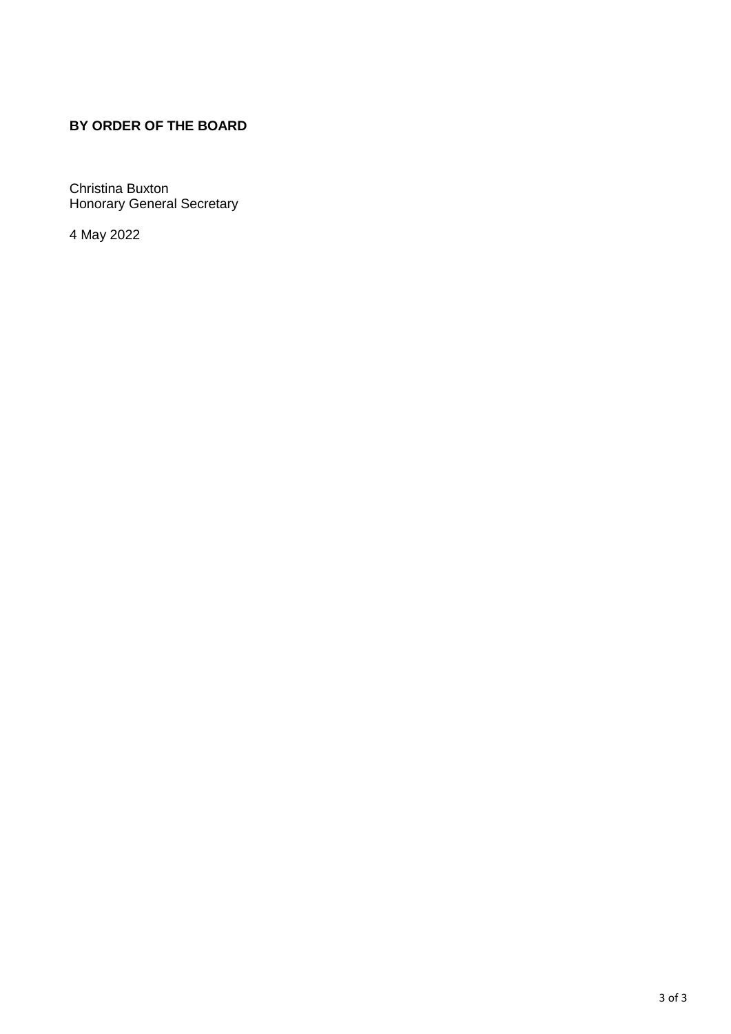**BY ORDER OF THE BOARD**

Christina Buxton
Honorary General Secretary

4 May 2022